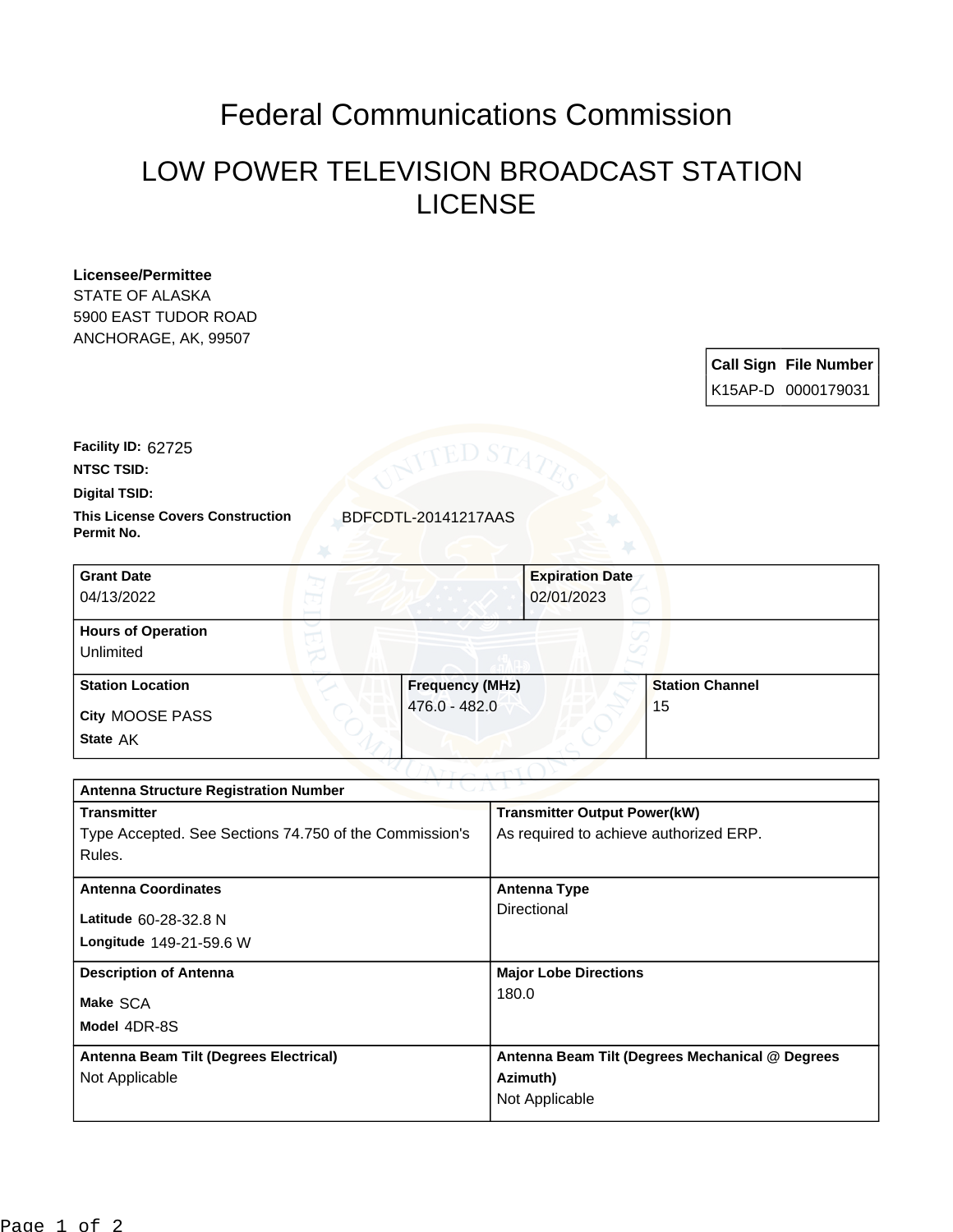# Federal Communications Commission

## LOW POWER TELEVISION BROADCAST STATION LICENSE

**Licensee/Permittee**
STATE OF ALASKA
5900 EAST TUDOR ROAD
ANCHORAGE, AK, 99507

| Call Sign | File Number |
|---|---|
| K15AP-D | 0000179031 |

**Facility ID:** 62725
**NTSC TSID:**
**Digital TSID:**
**This License Covers Construction Permit No.** BDFCDTL-20141217AAS

| Grant Date | Expiration Date |
|---|---|
| 04/13/2022 | 02/01/2023 |

**Hours of Operation**
Unlimited

| Station Location | Frequency (MHz) | Station Channel |
|---|---|---|
| City MOOSE PASS<br>State AK | 476.0 - 482.0 | 15 |

**Antenna Structure Registration Number**

| Transmitter | Transmitter Output Power(kW) |
|---|---|
| Type Accepted. See Sections 74.750 of the Commission's Rules. | As required to achieve authorized ERP. |

| Antenna Coordinates | Antenna Type |
|---|---|
| Latitude 60-28-32.8 N<br>Longitude 149-21-59.6 W | Directional |

| Description of Antenna | Major Lobe Directions |
|---|---|
| Make SCA<br>Model 4DR-8S | 180.0 |

| Antenna Beam Tilt (Degrees Electrical) | Antenna Beam Tilt (Degrees Mechanical @ Degrees Azimuth) |
|---|---|
| Not Applicable | Not Applicable |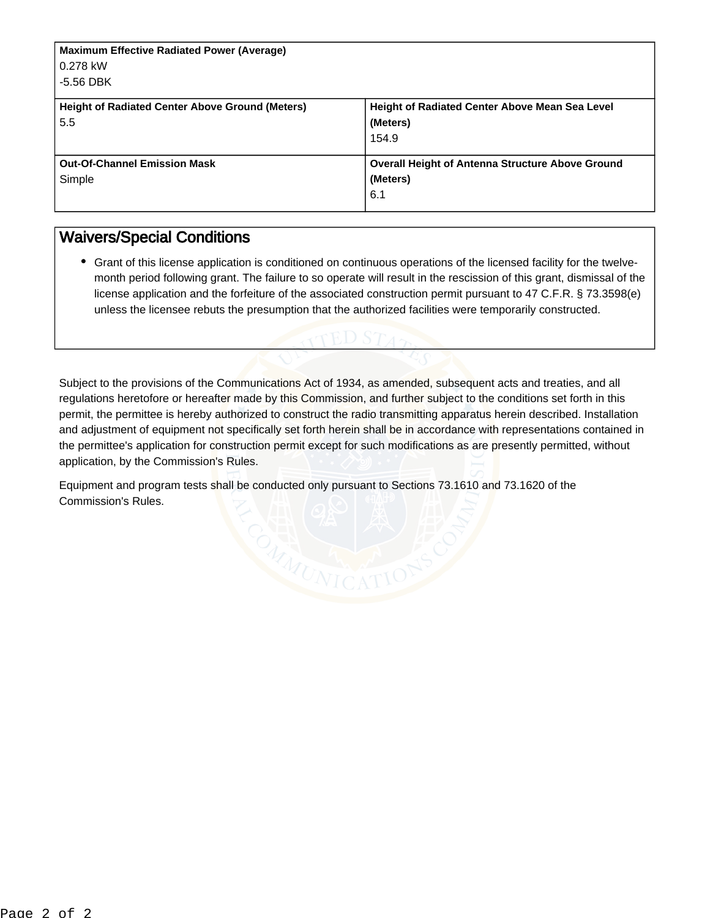| Maximum Effective Radiated Power (Average) | |
|---|---|
| 0.278 kW<br>-5.56 DBK | |
| **Height of Radiated Center Above Ground (Meters)**<br>5.5 | **Height of Radiated Center Above Mean Sea Level (Meters)**<br>154.9 |
| **Out-Of-Channel Emission Mask**<br>Simple | **Overall Height of Antenna Structure Above Ground (Meters)**<br>6.1 |

## Waivers/Special Conditions

- Grant of this license application is conditioned on continuous operations of the licensed facility for the twelve-month period following grant. The failure to so operate will result in the rescission of this grant, dismissal of the license application and the forfeiture of the associated construction permit pursuant to 47 C.F.R. § 73.3598(e) unless the licensee rebuts the presumption that the authorized facilities were temporarily constructed.

Subject to the provisions of the Communications Act of 1934, as amended, subsequent acts and treaties, and all regulations heretofore or hereafter made by this Commission, and further subject to the conditions set forth in this permit, the permittee is hereby authorized to construct the radio transmitting apparatus herein described. Installation and adjustment of equipment not specifically set forth herein shall be in accordance with representations contained in the permittee's application for construction permit except for such modifications as are presently permitted, without application, by the Commission's Rules.

Equipment and program tests shall be conducted only pursuant to Sections 73.1610 and 73.1620 of the Commission's Rules.